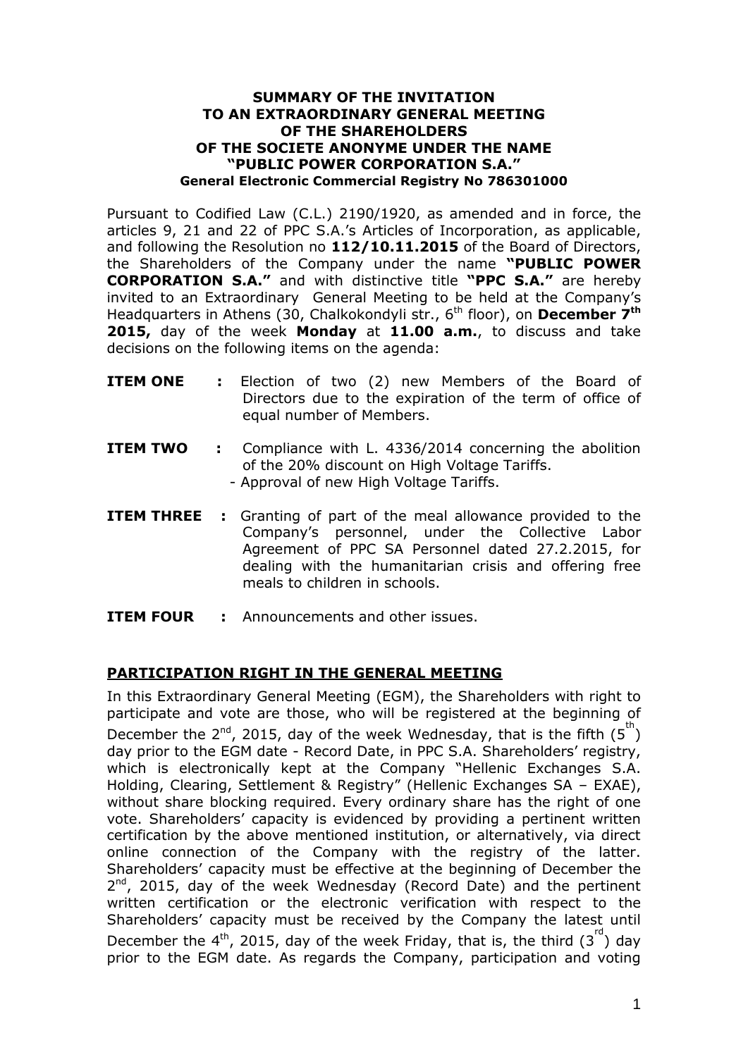**SUMMARY OF THE INVITATION**
**TO AN EXTRAORDINARY GENERAL MEETING**
**OF THE SHAREHOLDERS**
**OF THE SOCIETE ANONYME UNDER THE NAME**
**"PUBLIC POWER CORPORATION S.A."**
**General Electronic Commercial Registry No 786301000**

Pursuant to Codified Law (C.L.) 2190/1920, as amended and in force, the articles 9, 21 and 22 of PPC S.A.'s Articles of Incorporation, as applicable, and following the Resolution no **112/10.11.2015** of the Board of Directors, the Shareholders of the Company under the name **"PUBLIC POWER CORPORATION S.A."** and with distinctive title **"PPC S.A."** are hereby invited to an Extraordinary General Meeting to be held at the Company's Headquarters in Athens (30, Chalkokondyli str., 6th floor), on **December 7th 2015,** day of the week **Monday** at **11.00 a.m.**, to discuss and take decisions on the following items on the agenda:

**ITEM ONE :** Election of two (2) new Members of the Board of Directors due to the expiration of the term of office of equal number of Members.

**ITEM TWO :** Compliance with L. 4336/2014 concerning the abolition of the 20% discount on High Voltage Tariffs.
- Approval of new High Voltage Tariffs.

**ITEM THREE :** Granting of part of the meal allowance provided to the Company's personnel, under the Collective Labor Agreement of PPC SA Personnel dated 27.2.2015, for dealing with the humanitarian crisis and offering free meals to children in schools.

**ITEM FOUR :** Announcements and other issues.

## PARTICIPATION RIGHT IN THE GENERAL MEETING

In this Extraordinary General Meeting (EGM), the Shareholders with right to participate and vote are those, who will be registered at the beginning of December the 2nd, 2015, day of the week Wednesday, that is the fifth (5th) day prior to the EGM date - Record Date, in PPC S.A. Shareholders' registry, which is electronically kept at the Company "Hellenic Exchanges S.A. Holding, Clearing, Settlement & Registry" (Hellenic Exchanges SA – EXAE), without share blocking required. Every ordinary share has the right of one vote. Shareholders' capacity is evidenced by providing a pertinent written certification by the above mentioned institution, or alternatively, via direct online connection of the Company with the registry of the latter. Shareholders' capacity must be effective at the beginning of December the 2nd, 2015, day of the week Wednesday (Record Date) and the pertinent written certification or the electronic verification with respect to the Shareholders' capacity must be received by the Company the latest until December the 4th, 2015, day of the week Friday, that is, the third (3rd) day prior to the EGM date. As regards the Company, participation and voting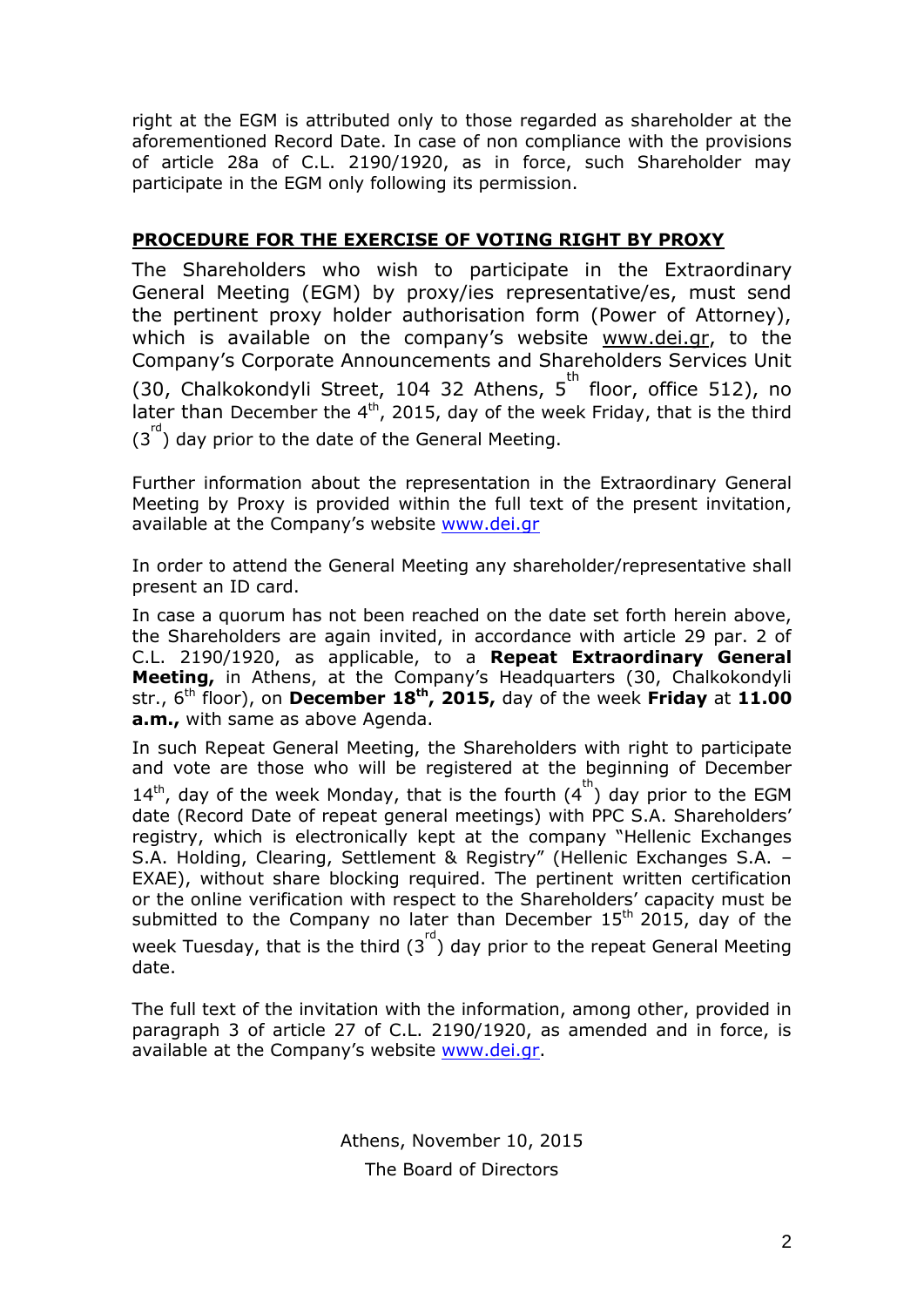right at the EGM is attributed only to those regarded as shareholder at the aforementioned Record Date. In case of non compliance with the provisions of article 28a of C.L. 2190/1920, as in force, such Shareholder may participate in the EGM only following its permission.

## PROCEDURE FOR THE EXERCISE OF VOTING RIGHT BY PROXY

The Shareholders who wish to participate in the Extraordinary General Meeting (EGM) by proxy/ies representative/es, must send the pertinent proxy holder authorisation form (Power of Attorney), which is available on the company's website www.dei.gr, to the Company's Corporate Announcements and Shareholders Services Unit (30, Chalkokondyli Street, 104 32 Athens, 5th floor, office 512), no later than December the 4th, 2015, day of the week Friday, that is the third (3rd) day prior to the date of the General Meeting.

Further information about the representation in the Extraordinary General Meeting by Proxy is provided within the full text of the present invitation, available at the Company's website www.dei.gr

In order to attend the General Meeting any shareholder/representative shall present an ID card.

In case a quorum has not been reached on the date set forth herein above, the Shareholders are again invited, in accordance with article 29 par. 2 of C.L. 2190/1920, as applicable, to a **Repeat Extraordinary General Meeting,** in Athens, at the Company's Headquarters (30, Chalkokondyli str., 6th floor), on **December 18th, 2015,** day of the week **Friday** at **11.00 a.m.,** with same as above Agenda.

In such Repeat General Meeting, the Shareholders with right to participate and vote are those who will be registered at the beginning of December 14th, day of the week Monday, that is the fourth (4th) day prior to the EGM date (Record Date of repeat general meetings) with PPC S.A. Shareholders' registry, which is electronically kept at the company "Hellenic Exchanges S.A. Holding, Clearing, Settlement & Registry" (Hellenic Exchanges S.A. – EXAE), without share blocking required. The pertinent written certification or the online verification with respect to the Shareholders' capacity must be submitted to the Company no later than December 15th 2015, day of the week Tuesday, that is the third (3rd) day prior to the repeat General Meeting date.

The full text of the invitation with the information, among other, provided in paragraph 3 of article 27 of C.L. 2190/1920, as amended and in force, is available at the Company's website www.dei.gr.

Athens, November 10, 2015

The Board of Directors